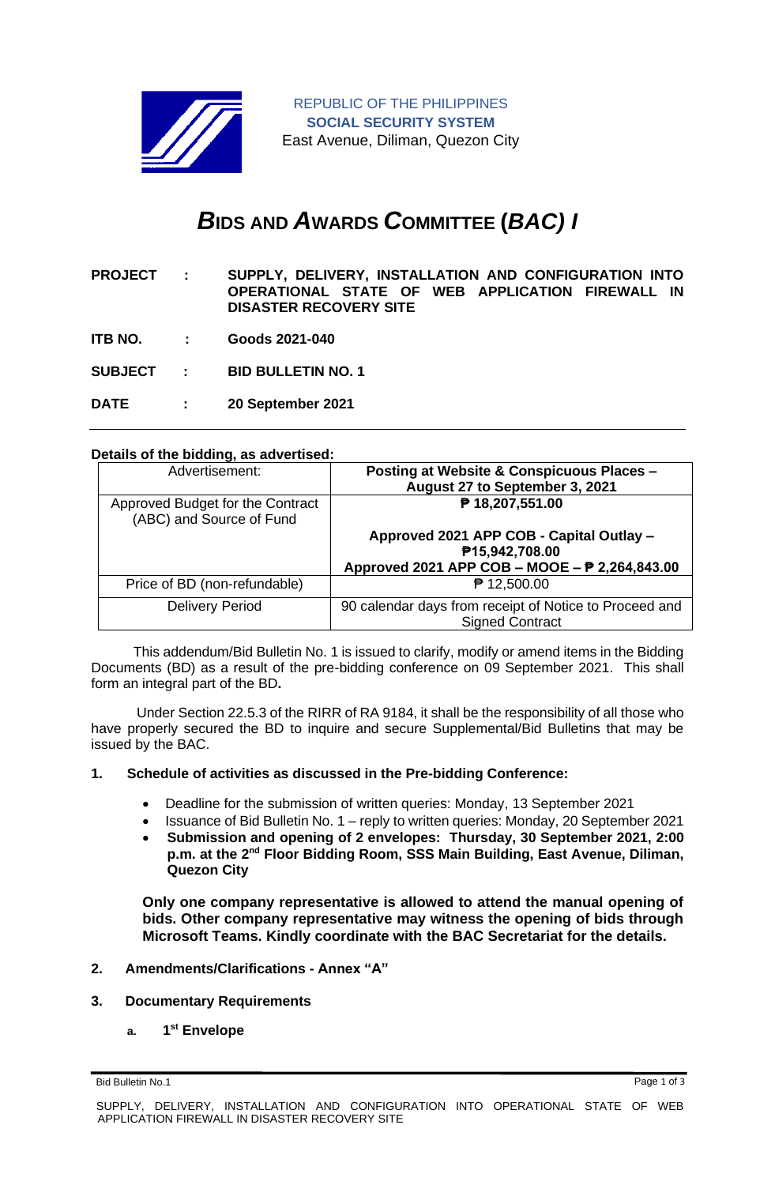REPUBLIC OF THE PHILIPPINES
**SOCIAL SECURITY SYSTEM**
East Avenue, Diliman, Quezon City

# *B*IDS AND *A*WARDS *C*OMMITTEE (*BAC) I*

**PROJECT : SUPPLY, DELIVERY, INSTALLATION AND CONFIGURATION INTO OPERATIONAL STATE OF WEB APPLICATION FIREWALL IN DISASTER RECOVERY SITE**

**ITB NO. : Goods 2021-040**

**SUBJECT : BID BULLETIN NO. 1**

**DATE : 20 September 2021**

---

**Details of the bidding, as advertised:**

| Advertisement: | **Posting at Website & Conspicuous Places – August 27 to September 3, 2021** |
|---|---|
| Approved Budget for the Contract (ABC) and Source of Fund | **₱ 18,207,551.00**<br><br>**Approved 2021 APP COB - Capital Outlay – ₱15,942,708.00**<br>**Approved 2021 APP COB – MOOE – ₱ 2,264,843.00** |
| Price of BD (non-refundable) | ₱ 12,500.00 |
| Delivery Period | 90 calendar days from receipt of Notice to Proceed and Signed Contract |

This addendum/Bid Bulletin No. 1 is issued to clarify, modify or amend items in the Bidding Documents (BD) as a result of the pre-bidding conference on 09 September 2021. This shall form an integral part of the BD**.**

Under Section 22.5.3 of the RIRR of RA 9184, it shall be the responsibility of all those who have properly secured the BD to inquire and secure Supplemental/Bid Bulletins that may be issued by the BAC.

**1. Schedule of activities as discussed in the Pre-bidding Conference:**

- Deadline for the submission of written queries: Monday, 13 September 2021
- Issuance of Bid Bulletin No. 1 – reply to written queries: Monday, 20 September 2021
- **Submission and opening of 2 envelopes: Thursday, 30 September 2021, 2:00 p.m. at the 2nd Floor Bidding Room, SSS Main Building, East Avenue, Diliman, Quezon City**

**Only one company representative is allowed to attend the manual opening of bids. Other company representative may witness the opening of bids through Microsoft Teams. Kindly coordinate with the BAC Secretariat for the details.**

**2. Amendments/Clarifications - Annex "A"**

**3. Documentary Requirements**

**a. 1st Envelope**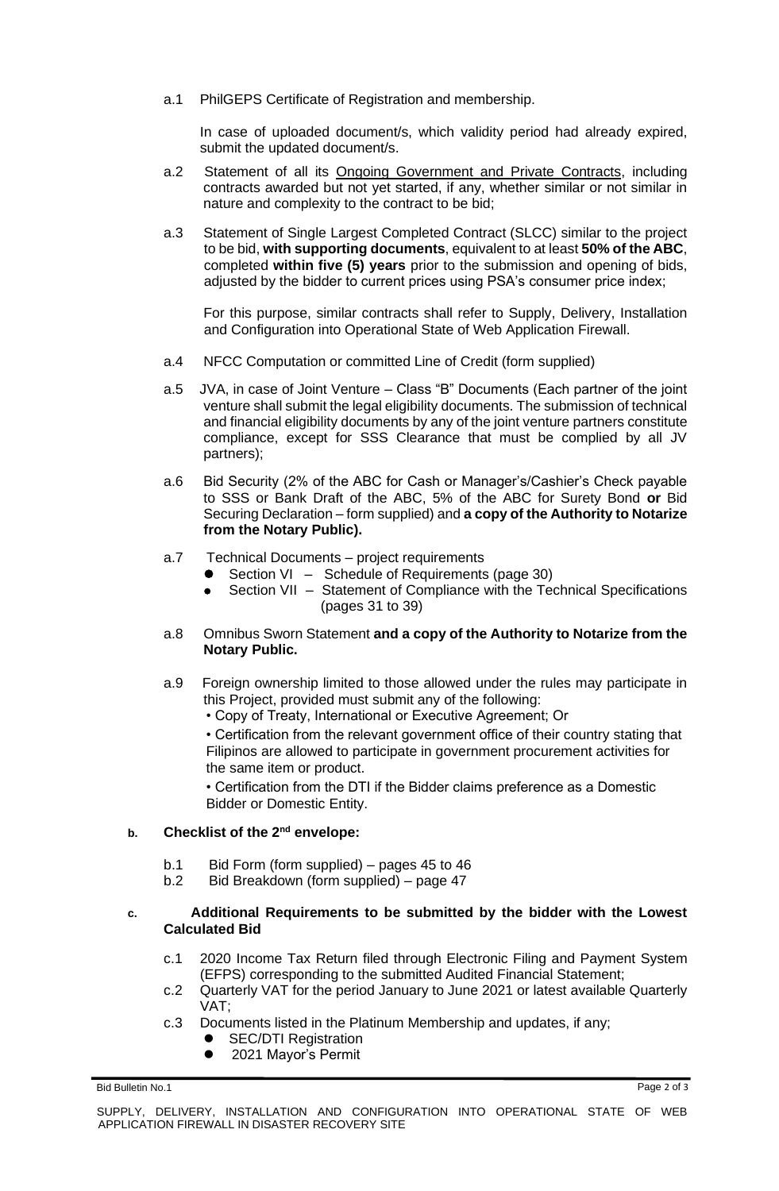a.1 PhilGEPS Certificate of Registration and membership.

In case of uploaded document/s, which validity period had already expired, submit the updated document/s.

a.2 Statement of all its Ongoing Government and Private Contracts, including contracts awarded but not yet started, if any, whether similar or not similar in nature and complexity to the contract to be bid;

a.3 Statement of Single Largest Completed Contract (SLCC) similar to the project to be bid, **with supporting documents**, equivalent to at least **50% of the ABC**, completed **within five (5) years** prior to the submission and opening of bids, adjusted by the bidder to current prices using PSA's consumer price index;

For this purpose, similar contracts shall refer to Supply, Delivery, Installation and Configuration into Operational State of Web Application Firewall.

a.4 NFCC Computation or committed Line of Credit (form supplied)

a.5 JVA, in case of Joint Venture – Class "B" Documents (Each partner of the joint venture shall submit the legal eligibility documents. The submission of technical and financial eligibility documents by any of the joint venture partners constitute compliance, except for SSS Clearance that must be complied by all JV partners);

a.6 Bid Security (2% of the ABC for Cash or Manager's/Cashier's Check payable to SSS or Bank Draft of the ABC, 5% of the ABC for Surety Bond **or** Bid Securing Declaration – form supplied) and **a copy of the Authority to Notarize from the Notary Public).**

a.7 Technical Documents – project requirements

- Section VI – Schedule of Requirements (page 30)
- Section VII – Statement of Compliance with the Technical Specifications (pages 31 to 39)

a.8 Omnibus Sworn Statement **and a copy of the Authority to Notarize from the Notary Public.**

a.9 Foreign ownership limited to those allowed under the rules may participate in this Project, provided must submit any of the following:

- Copy of Treaty, International or Executive Agreement; Or
- Certification from the relevant government office of their country stating that Filipinos are allowed to participate in government procurement activities for the same item or product.
- Certification from the DTI if the Bidder claims preference as a Domestic Bidder or Domestic Entity.

**b. Checklist of the 2nd envelope:**

b.1 Bid Form (form supplied) – pages 45 to 46
b.2 Bid Breakdown (form supplied) – page 47

**c. Additional Requirements to be submitted by the bidder with the Lowest Calculated Bid**

c.1 2020 Income Tax Return filed through Electronic Filing and Payment System (EFPS) corresponding to the submitted Audited Financial Statement;
c.2 Quarterly VAT for the period January to June 2021 or latest available Quarterly VAT;
c.3 Documents listed in the Platinum Membership and updates, if any;

- SEC/DTI Registration
- 2021 Mayor's Permit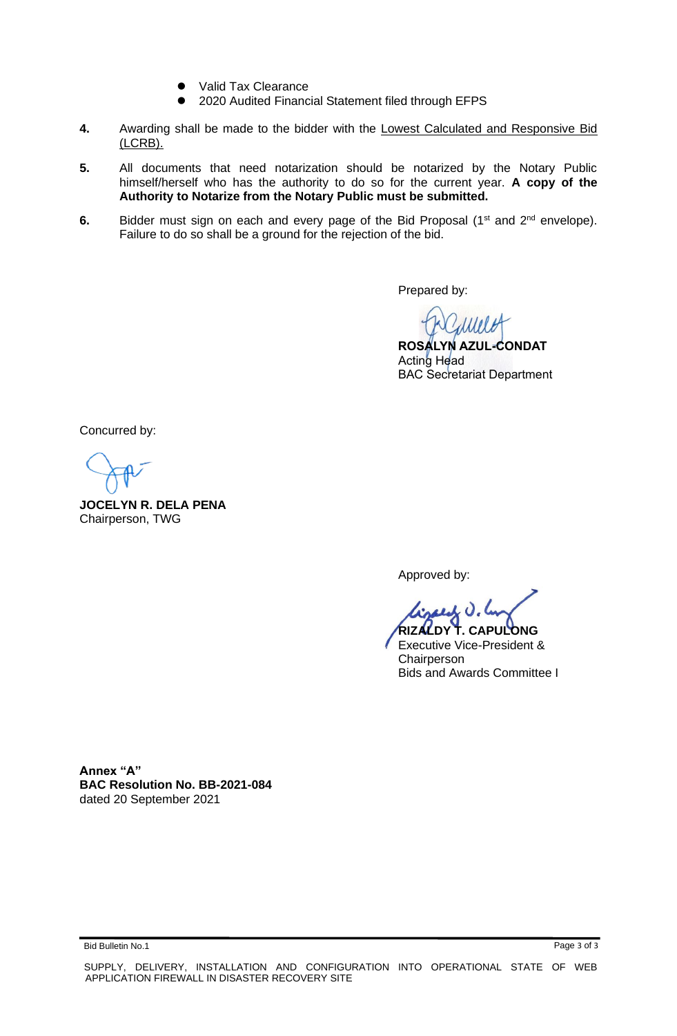- Valid Tax Clearance
- 2020 Audited Financial Statement filed through EFPS

**4.** Awarding shall be made to the bidder with the Lowest Calculated and Responsive Bid (LCRB).

**5.** All documents that need notarization should be notarized by the Notary Public himself/herself who has the authority to do so for the current year. **A copy of the Authority to Notarize from the Notary Public must be submitted.**

**6.** Bidder must sign on each and every page of the Bid Proposal (1st and 2nd envelope). Failure to do so shall be a ground for the rejection of the bid.

Prepared by:

**ROSALYN AZUL-CONDAT**
Acting Head
BAC Secretariat Department

Concurred by:

**JOCELYN R. DELA PENA**
Chairperson, TWG

Approved by:

**RIZALDY T. CAPULONG**
Executive Vice-President &
Chairperson
Bids and Awards Committee I

**Annex "A"**
**BAC Resolution No. BB-2021-084**
dated 20 September 2021

Bid Bulletin No.1

SUPPLY, DELIVERY, INSTALLATION AND CONFIGURATION INTO OPERATIONAL STATE OF WEB APPLICATION FIREWALL IN DISASTER RECOVERY SITE